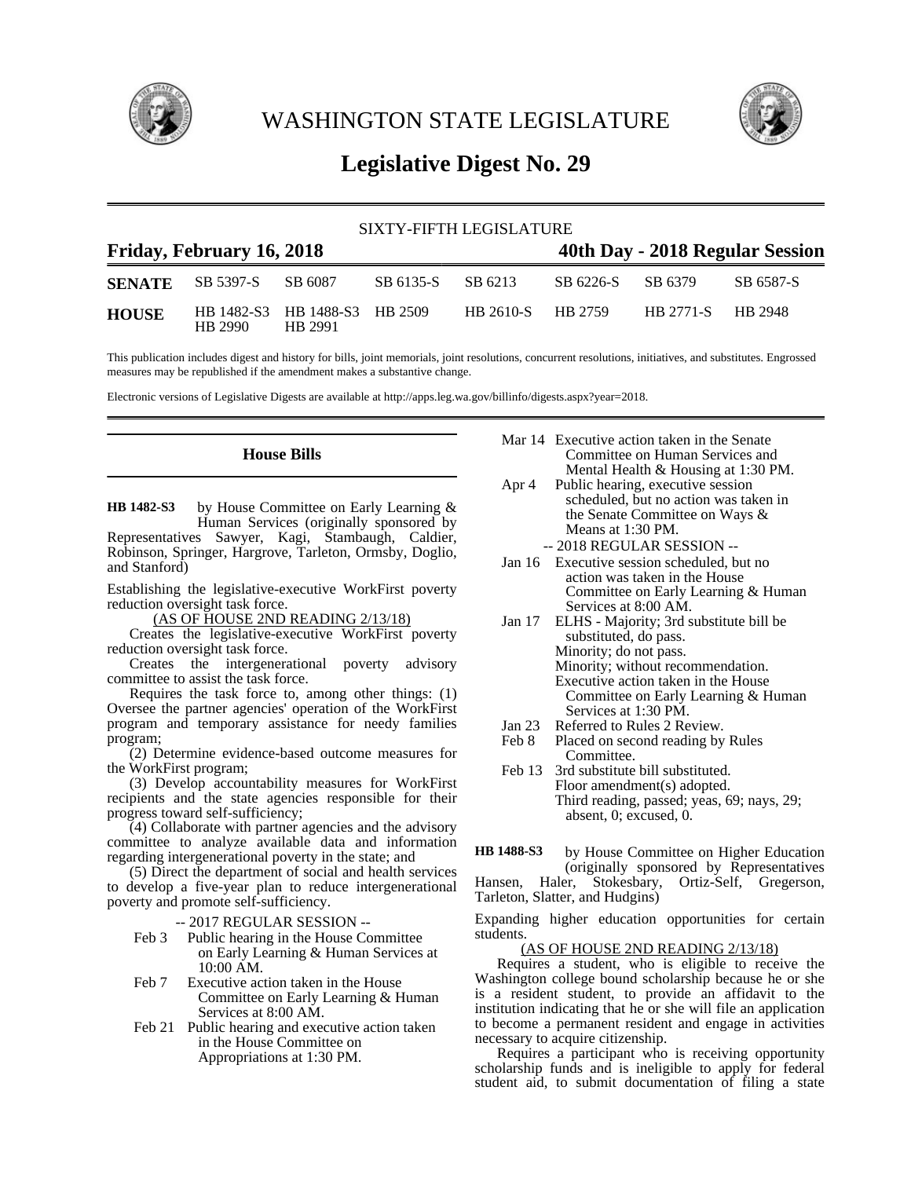# WASHINGTON STATE LEGISLATURE

## Legislative Digest No. 29

SIXTY-FIFTH LEGISLATURE

**Friday, February 16, 2018** | **40th Day - 2018 Regular Session**

| | | | | | | | |
|---|---|---|---|---|---|---|---|
| **SENATE** | SB 5397-S | SB 6087 | SB 6135-S | SB 6213 | SB 6226-S | SB 6379 | SB 6587-S |
| **HOUSE** | HB 1482-S3 HB 2990 | HB 1488-S3 HB 2991 | HB 2509 | HB 2610-S | HB 2759 | HB 2771-S | HB 2948 |

This publication includes digest and history for bills, joint memorials, joint resolutions, concurrent resolutions, initiatives, and substitutes. Engrossed measures may be republished if the amendment makes a substantive change.

Electronic versions of Legislative Digests are available at http://apps.leg.wa.gov/billinfo/digests.aspx?year=2018.

### House Bills

**HB 1482-S3** by House Committee on Early Learning & Human Services (originally sponsored by Representatives Sawyer, Kagi, Stambaugh, Caldier, Robinson, Springer, Hargrove, Tarleton, Ormsby, Doglio, and Stanford)

Establishing the legislative-executive WorkFirst poverty reduction oversight task force.

(AS OF HOUSE 2ND READING 2/13/18)

Creates the legislative-executive WorkFirst poverty reduction oversight task force.

Creates the intergenerational poverty advisory committee to assist the task force.

Requires the task force to, among other things: (1) Oversee the partner agencies' operation of the WorkFirst program and temporary assistance for needy families program;

(2) Determine evidence-based outcome measures for the WorkFirst program;

(3) Develop accountability measures for WorkFirst recipients and the state agencies responsible for their progress toward self-sufficiency;

(4) Collaborate with partner agencies and the advisory committee to analyze available data and information regarding intergenerational poverty in the state; and

(5) Direct the department of social and health services to develop a five-year plan to reduce intergenerational poverty and promote self-sufficiency.

-- 2017 REGULAR SESSION --

Feb 3 Public hearing in the House Committee on Early Learning & Human Services at 10:00 AM.

Feb 7 Executive action taken in the House Committee on Early Learning & Human Services at 8:00 AM.

Feb 21 Public hearing and executive action taken in the House Committee on Appropriations at 1:30 PM.

Mar 14 Executive action taken in the Senate Committee on Human Services and Mental Health & Housing at 1:30 PM.

Apr 4 Public hearing, executive session scheduled, but no action was taken in the Senate Committee on Ways & Means at 1:30 PM.

-- 2018 REGULAR SESSION --

Jan 16 Executive session scheduled, but no action was taken in the House Committee on Early Learning & Human Services at 8:00 AM.

Jan 17 ELHS - Majority; 3rd substitute bill be substituted, do pass.
Minority; do not pass.
Minority; without recommendation.
Executive action taken in the House Committee on Early Learning & Human Services at 1:30 PM.

Jan 23 Referred to Rules 2 Review.

Feb 8 Placed on second reading by Rules Committee.

Feb 13 3rd substitute bill substituted.
Floor amendment(s) adopted.
Third reading, passed; yeas, 69; nays, 29; absent, 0; excused, 0.

**HB 1488-S3** by House Committee on Higher Education (originally sponsored by Representatives Hansen, Haler, Stokesbary, Ortiz-Self, Gregerson, Tarleton, Slatter, and Hudgins)

Expanding higher education opportunities for certain students.

(AS OF HOUSE 2ND READING 2/13/18)

Requires a student, who is eligible to receive the Washington college bound scholarship because he or she is a resident student, to provide an affidavit to the institution indicating that he or she will file an application to become a permanent resident and engage in activities necessary to acquire citizenship.

Requires a participant who is receiving opportunity scholarship funds and is ineligible to apply for federal student aid, to submit documentation of filing a state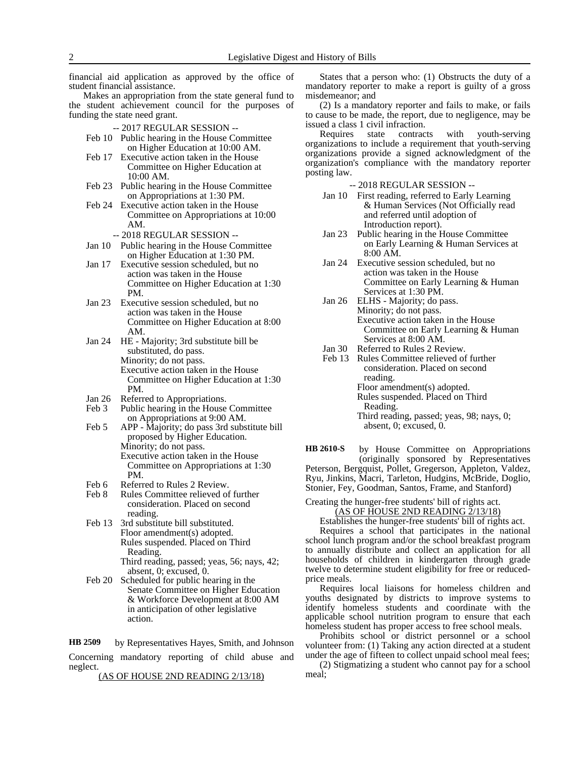financial aid application as approved by the office of student financial assistance.

Makes an appropriation from the state general fund to the student achievement council for the purposes of funding the state need grant.

-- 2017 REGULAR SESSION --

Feb 10 Public hearing in the House Committee on Higher Education at 10:00 AM.

Feb 17 Executive action taken in the House Committee on Higher Education at 10:00 AM.

Feb 23 Public hearing in the House Committee on Appropriations at 1:30 PM.

Feb 24 Executive action taken in the House Committee on Appropriations at 10:00 AM.

-- 2018 REGULAR SESSION --

Jan 10 Public hearing in the House Committee on Higher Education at 1:30 PM.

Jan 17 Executive session scheduled, but no action was taken in the House Committee on Higher Education at 1:30 PM.

Jan 23 Executive session scheduled, but no action was taken in the House Committee on Higher Education at 8:00 AM.

Jan 24 HE - Majority; 3rd substitute bill be substituted, do pass.
Minority; do not pass.
Executive action taken in the House Committee on Higher Education at 1:30 PM.

Jan 26 Referred to Appropriations.

Feb 3 Public hearing in the House Committee on Appropriations at 9:00 AM.

Feb 5 APP - Majority; do pass 3rd substitute bill proposed by Higher Education.
Minority; do not pass.
Executive action taken in the House Committee on Appropriations at 1:30 PM.

Feb 6 Referred to Rules 2 Review.

Feb 8 Rules Committee relieved of further consideration. Placed on second reading.

Feb 13 3rd substitute bill substituted.
Floor amendment(s) adopted.
Rules suspended. Placed on Third Reading.
Third reading, passed; yeas, 56; nays, 42; absent, 0; excused, 0.

Feb 20 Scheduled for public hearing in the Senate Committee on Higher Education & Workforce Development at 8:00 AM in anticipation of other legislative action.

**HB 2509** by Representatives Hayes, Smith, and Johnson

Concerning mandatory reporting of child abuse and neglect.

(AS OF HOUSE 2ND READING 2/13/18)

States that a person who: (1) Obstructs the duty of a mandatory reporter to make a report is guilty of a gross misdemeanor; and

(2) Is a mandatory reporter and fails to make, or fails to cause to be made, the report, due to negligence, may be issued a class 1 civil infraction.

Requires state contracts with youth-serving organizations to include a requirement that youth-serving organizations provide a signed acknowledgment of the organization's compliance with the mandatory reporter posting law.

-- 2018 REGULAR SESSION --

Jan 10 First reading, referred to Early Learning & Human Services (Not Officially read and referred until adoption of Introduction report).

Jan 23 Public hearing in the House Committee on Early Learning & Human Services at 8:00 AM.

Jan 24 Executive session scheduled, but no action was taken in the House Committee on Early Learning & Human Services at 1:30 PM.

Jan 26 ELHS - Majority; do pass.
Minority; do not pass.
Executive action taken in the House Committee on Early Learning & Human Services at 8:00 AM.

Jan 30 Referred to Rules 2 Review.

Feb 13 Rules Committee relieved of further consideration. Placed on second reading.
Floor amendment(s) adopted.
Rules suspended. Placed on Third Reading.
Third reading, passed; yeas, 98; nays, 0; absent, 0; excused, 0.

**HB 2610-S** by House Committee on Appropriations (originally sponsored by Representatives Peterson, Bergquist, Pollet, Gregerson, Appleton, Valdez, Ryu, Jinkins, Macri, Tarleton, Hudgins, McBride, Doglio, Stonier, Fey, Goodman, Santos, Frame, and Stanford)

Creating the hunger-free students' bill of rights act.

(AS OF HOUSE 2ND READING 2/13/18)

Establishes the hunger-free students' bill of rights act.

Requires a school that participates in the national school lunch program and/or the school breakfast program to annually distribute and collect an application for all households of children in kindergarten through grade twelve to determine student eligibility for free or reduced-price meals.

Requires local liaisons for homeless children and youths designated by districts to improve systems to identify homeless students and coordinate with the applicable school nutrition program to ensure that each homeless student has proper access to free school meals.

Prohibits school or district personnel or a school volunteer from: (1) Taking any action directed at a student under the age of fifteen to collect unpaid school meal fees;

(2) Stigmatizing a student who cannot pay for a school meal;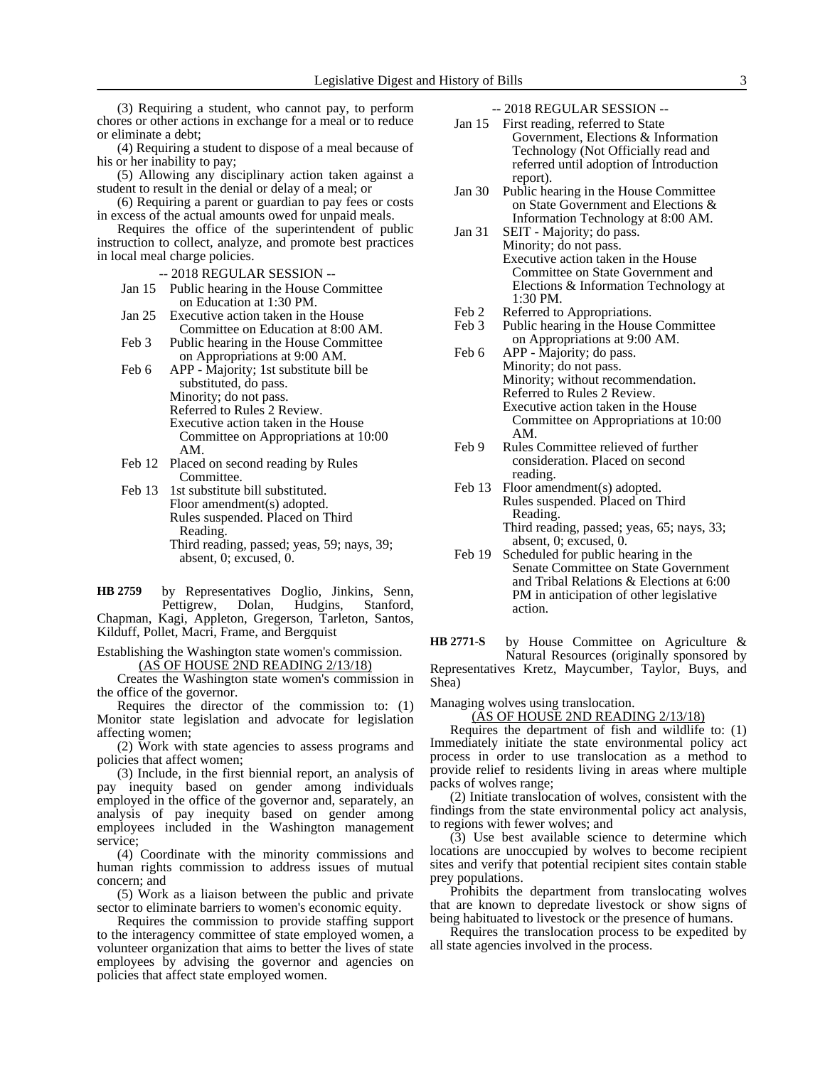(3) Requiring a student, who cannot pay, to perform chores or other actions in exchange for a meal or to reduce or eliminate a debt;

(4) Requiring a student to dispose of a meal because of his or her inability to pay;

(5) Allowing any disciplinary action taken against a student to result in the denial or delay of a meal; or

(6) Requiring a parent or guardian to pay fees or costs in excess of the actual amounts owed for unpaid meals.

Requires the office of the superintendent of public instruction to collect, analyze, and promote best practices in local meal charge policies.

-- 2018 REGULAR SESSION --

Jan 15 Public hearing in the House Committee on Education at 1:30 PM.

Jan 25 Executive action taken in the House Committee on Education at 8:00 AM.

Feb 3 Public hearing in the House Committee on Appropriations at 9:00 AM.

Feb 6 APP - Majority; 1st substitute bill be substituted, do pass.
Minority; do not pass.
Referred to Rules 2 Review.
Executive action taken in the House Committee on Appropriations at 10:00 AM.

Feb 12 Placed on second reading by Rules Committee.

Feb 13 1st substitute bill substituted.
Floor amendment(s) adopted.
Rules suspended. Placed on Third Reading.
Third reading, passed; yeas, 59; nays, 39; absent, 0; excused, 0.

**HB 2759** by Representatives Doglio, Jinkins, Senn, Pettigrew, Dolan, Hudgins, Stanford, Chapman, Kagi, Appleton, Gregerson, Tarleton, Santos, Kilduff, Pollet, Macri, Frame, and Bergquist

Establishing the Washington state women's commission.

(AS OF HOUSE 2ND READING 2/13/18)

Creates the Washington state women's commission in the office of the governor.

Requires the director of the commission to: (1) Monitor state legislation and advocate for legislation affecting women;

(2) Work with state agencies to assess programs and policies that affect women;

(3) Include, in the first biennial report, an analysis of pay inequity based on gender among individuals employed in the office of the governor and, separately, an analysis of pay inequity based on gender among employees included in the Washington management service;

(4) Coordinate with the minority commissions and human rights commission to address issues of mutual concern; and

(5) Work as a liaison between the public and private sector to eliminate barriers to women's economic equity.

Requires the commission to provide staffing support to the interagency committee of state employed women, a volunteer organization that aims to better the lives of state employees by advising the governor and agencies on policies that affect state employed women.

-- 2018 REGULAR SESSION --

Jan 15 First reading, referred to State Government, Elections & Information Technology (Not Officially read and referred until adoption of Introduction report).

Jan 30 Public hearing in the House Committee on State Government and Elections & Information Technology at 8:00 AM.

Jan 31 SEIT - Majority; do pass.
Minority; do not pass.
Executive action taken in the House Committee on State Government and Elections & Information Technology at 1:30 PM.

Feb 2 Referred to Appropriations.

Feb 3 Public hearing in the House Committee on Appropriations at 9:00 AM.

Feb 6 APP - Majority; do pass.
Minority; do not pass.
Minority; without recommendation.
Referred to Rules 2 Review.
Executive action taken in the House Committee on Appropriations at 10:00 AM.

Feb 9 Rules Committee relieved of further consideration. Placed on second reading.

Feb 13 Floor amendment(s) adopted.
Rules suspended. Placed on Third Reading.
Third reading, passed; yeas, 65; nays, 33; absent, 0; excused, 0.

Feb 19 Scheduled for public hearing in the Senate Committee on State Government and Tribal Relations & Elections at 6:00 PM in anticipation of other legislative action.

**HB 2771-S** by House Committee on Agriculture & Natural Resources (originally sponsored by Representatives Kretz, Maycumber, Taylor, Buys, and Shea)

Managing wolves using translocation.

(AS OF HOUSE 2ND READING 2/13/18)

Requires the department of fish and wildlife to: (1) Immediately initiate the state environmental policy act process in order to use translocation as a method to provide relief to residents living in areas where multiple packs of wolves range;

(2) Initiate translocation of wolves, consistent with the findings from the state environmental policy act analysis, to regions with fewer wolves; and

(3) Use best available science to determine which locations are unoccupied by wolves to become recipient sites and verify that potential recipient sites contain stable prey populations.

Prohibits the department from translocating wolves that are known to depredate livestock or show signs of being habituated to livestock or the presence of humans.

Requires the translocation process to be expedited by all state agencies involved in the process.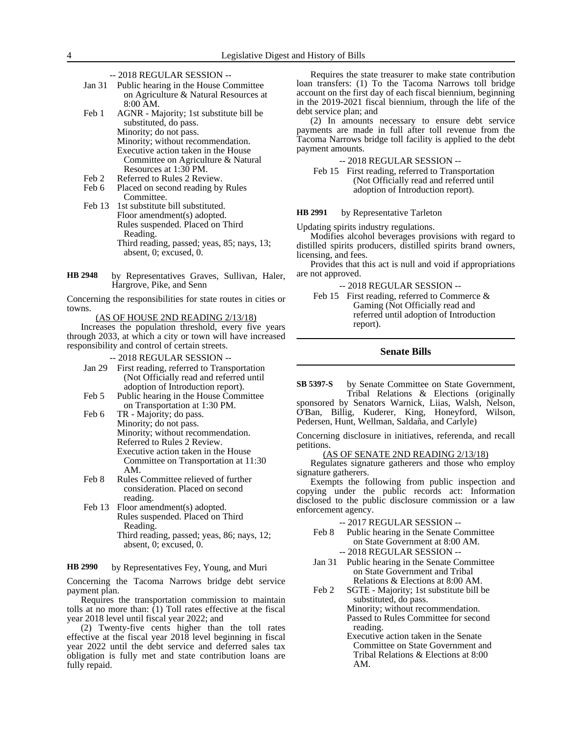-- 2018 REGULAR SESSION --

Jan 31 Public hearing in the House Committee on Agriculture & Natural Resources at 8:00 AM.

Feb 1 AGNR - Majority; 1st substitute bill be substituted, do pass.
Minority; do not pass.
Minority; without recommendation.
Executive action taken in the House Committee on Agriculture & Natural Resources at 1:30 PM.

Feb 2 Referred to Rules 2 Review.

Feb 6 Placed on second reading by Rules Committee.

Feb 13 1st substitute bill substituted.
Floor amendment(s) adopted.
Rules suspended. Placed on Third Reading.
Third reading, passed; yeas, 85; nays, 13; absent, 0; excused, 0.

**HB 2948** by Representatives Graves, Sullivan, Haler, Hargrove, Pike, and Senn

Concerning the responsibilities for state routes in cities or towns.

(AS OF HOUSE 2ND READING 2/13/18)

Increases the population threshold, every five years through 2033, at which a city or town will have increased responsibility and control of certain streets.

-- 2018 REGULAR SESSION --

Jan 29 First reading, referred to Transportation (Not Officially read and referred until adoption of Introduction report).

Feb 5 Public hearing in the House Committee on Transportation at 1:30 PM.

Feb 6 TR - Majority; do pass.
Minority; do not pass.
Minority; without recommendation.
Referred to Rules 2 Review.
Executive action taken in the House Committee on Transportation at 11:30 AM.

Feb 8 Rules Committee relieved of further consideration. Placed on second reading.

Feb 13 Floor amendment(s) adopted.
Rules suspended. Placed on Third Reading.
Third reading, passed; yeas, 86; nays, 12; absent, 0; excused, 0.

**HB 2990** by Representatives Fey, Young, and Muri

Concerning the Tacoma Narrows bridge debt service payment plan.

Requires the transportation commission to maintain tolls at no more than: (1) Toll rates effective at the fiscal year 2018 level until fiscal year 2022; and

(2) Twenty-five cents higher than the toll rates effective at the fiscal year 2018 level beginning in fiscal year 2022 until the debt service and deferred sales tax obligation is fully met and state contribution loans are fully repaid.

Requires the state treasurer to make state contribution loan transfers: (1) To the Tacoma Narrows toll bridge account on the first day of each fiscal biennium, beginning in the 2019-2021 fiscal biennium, through the life of the debt service plan; and

(2) In amounts necessary to ensure debt service payments are made in full after toll revenue from the Tacoma Narrows bridge toll facility is applied to the debt payment amounts.

-- 2018 REGULAR SESSION --

Feb 15 First reading, referred to Transportation (Not Officially read and referred until adoption of Introduction report).

**HB 2991** by Representative Tarleton

Updating spirits industry regulations.

Modifies alcohol beverages provisions with regard to distilled spirits producers, distilled spirits brand owners, licensing, and fees.

Provides that this act is null and void if appropriations are not approved.

-- 2018 REGULAR SESSION --

Feb 15 First reading, referred to Commerce & Gaming (Not Officially read and referred until adoption of Introduction report).

## Senate Bills

**SB 5397-S** by Senate Committee on State Government, Tribal Relations & Elections (originally sponsored by Senators Warnick, Liias, Walsh, Nelson, O'Ban, Billig, Kuderer, King, Honeyford, Wilson, Pedersen, Hunt, Wellman, Saldaña, and Carlyle)

Concerning disclosure in initiatives, referenda, and recall petitions.

(AS OF SENATE 2ND READING 2/13/18)

Regulates signature gatherers and those who employ signature gatherers.

Exempts the following from public inspection and copying under the public records act: Information disclosed to the public disclosure commission or a law enforcement agency.

-- 2017 REGULAR SESSION --

Feb 8 Public hearing in the Senate Committee on State Government at 8:00 AM.

-- 2018 REGULAR SESSION --

Jan 31 Public hearing in the Senate Committee on State Government and Tribal Relations & Elections at 8:00 AM.

Feb 2 SGTE - Majority; 1st substitute bill be substituted, do pass.
Minority; without recommendation.
Passed to Rules Committee for second reading.
Executive action taken in the Senate Committee on State Government and Tribal Relations & Elections at 8:00 AM.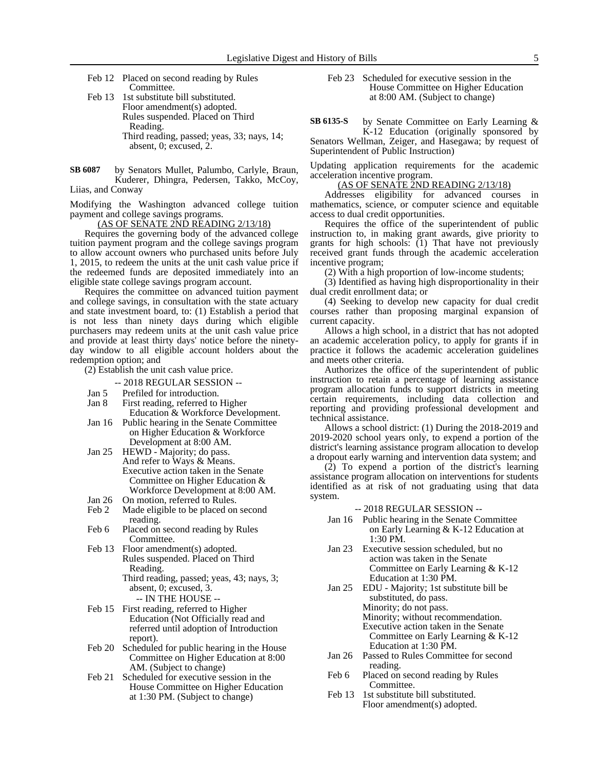Feb 12 Placed on second reading by Rules Committee.
Feb 13 1st substitute bill substituted.
Floor amendment(s) adopted.
Rules suspended. Placed on Third Reading.
Third reading, passed; yeas, 33; nays, 14; absent, 0; excused, 2.

**SB 6087** by Senators Mullet, Palumbo, Carlyle, Braun, Kuderer, Dhingra, Pedersen, Takko, McCoy, Liias, and Conway

Modifying the Washington advanced college tuition payment and college savings programs.

(AS OF SENATE 2ND READING 2/13/18)

Requires the governing body of the advanced college tuition payment program and the college savings program to allow account owners who purchased units before July 1, 2015, to redeem the units at the unit cash value price if the redeemed funds are deposited immediately into an eligible state college savings program account.

Requires the committee on advanced tuition payment and college savings, in consultation with the state actuary and state investment board, to: (1) Establish a period that is not less than ninety days during which eligible purchasers may redeem units at the unit cash value price and provide at least thirty days' notice before the ninety-day window to all eligible account holders about the redemption option; and

(2) Establish the unit cash value price.

-- 2018 REGULAR SESSION --

Jan 5 Prefiled for introduction.
Jan 8 First reading, referred to Higher Education & Workforce Development.
Jan 16 Public hearing in the Senate Committee on Higher Education & Workforce Development at 8:00 AM.
Jan 25 HEWD - Majority; do pass.
And refer to Ways & Means.
Executive action taken in the Senate Committee on Higher Education & Workforce Development at 8:00 AM.
Jan 26 On motion, referred to Rules.
Feb 2 Made eligible to be placed on second reading.
Feb 6 Placed on second reading by Rules Committee.
Feb 13 Floor amendment(s) adopted.
Rules suspended. Placed on Third Reading.
Third reading, passed; yeas, 43; nays, 3; absent, 0; excused, 3.

-- IN THE HOUSE --

Feb 15 First reading, referred to Higher Education (Not Officially read and referred until adoption of Introduction report).
Feb 20 Scheduled for public hearing in the House Committee on Higher Education at 8:00 AM. (Subject to change)
Feb 21 Scheduled for executive session in the House Committee on Higher Education at 1:30 PM. (Subject to change)
Feb 23 Scheduled for executive session in the House Committee on Higher Education at 8:00 AM. (Subject to change)

**SB 6135-S** by Senate Committee on Early Learning & K-12 Education (originally sponsored by Senators Wellman, Zeiger, and Hasegawa; by request of Superintendent of Public Instruction)

Updating application requirements for the academic acceleration incentive program.

(AS OF SENATE 2ND READING 2/13/18)

Addresses eligibility for advanced courses in mathematics, science, or computer science and equitable access to dual credit opportunities.

Requires the office of the superintendent of public instruction to, in making grant awards, give priority to grants for high schools: (1) That have not previously received grant funds through the academic acceleration incentive program;

(2) With a high proportion of low-income students;

(3) Identified as having high disproportionality in their dual credit enrollment data; or

(4) Seeking to develop new capacity for dual credit courses rather than proposing marginal expansion of current capacity.

Allows a high school, in a district that has not adopted an academic acceleration policy, to apply for grants if in practice it follows the academic acceleration guidelines and meets other criteria.

Authorizes the office of the superintendent of public instruction to retain a percentage of learning assistance program allocation funds to support districts in meeting certain requirements, including data collection and reporting and providing professional development and technical assistance.

Allows a school district: (1) During the 2018-2019 and 2019-2020 school years only, to expend a portion of the district's learning assistance program allocation to develop a dropout early warning and intervention data system; and

(2) To expend a portion of the district's learning assistance program allocation on interventions for students identified as at risk of not graduating using that data system.

-- 2018 REGULAR SESSION --

Jan 16 Public hearing in the Senate Committee on Early Learning & K-12 Education at 1:30 PM.
Jan 23 Executive session scheduled, but no action was taken in the Senate Committee on Early Learning & K-12 Education at 1:30 PM.
Jan 25 EDU - Majority; 1st substitute bill be substituted, do pass.
Minority; do not pass.
Minority; without recommendation.
Executive action taken in the Senate Committee on Early Learning & K-12 Education at 1:30 PM.
Jan 26 Passed to Rules Committee for second reading.
Feb 6 Placed on second reading by Rules Committee.
Feb 13 1st substitute bill substituted.
Floor amendment(s) adopted.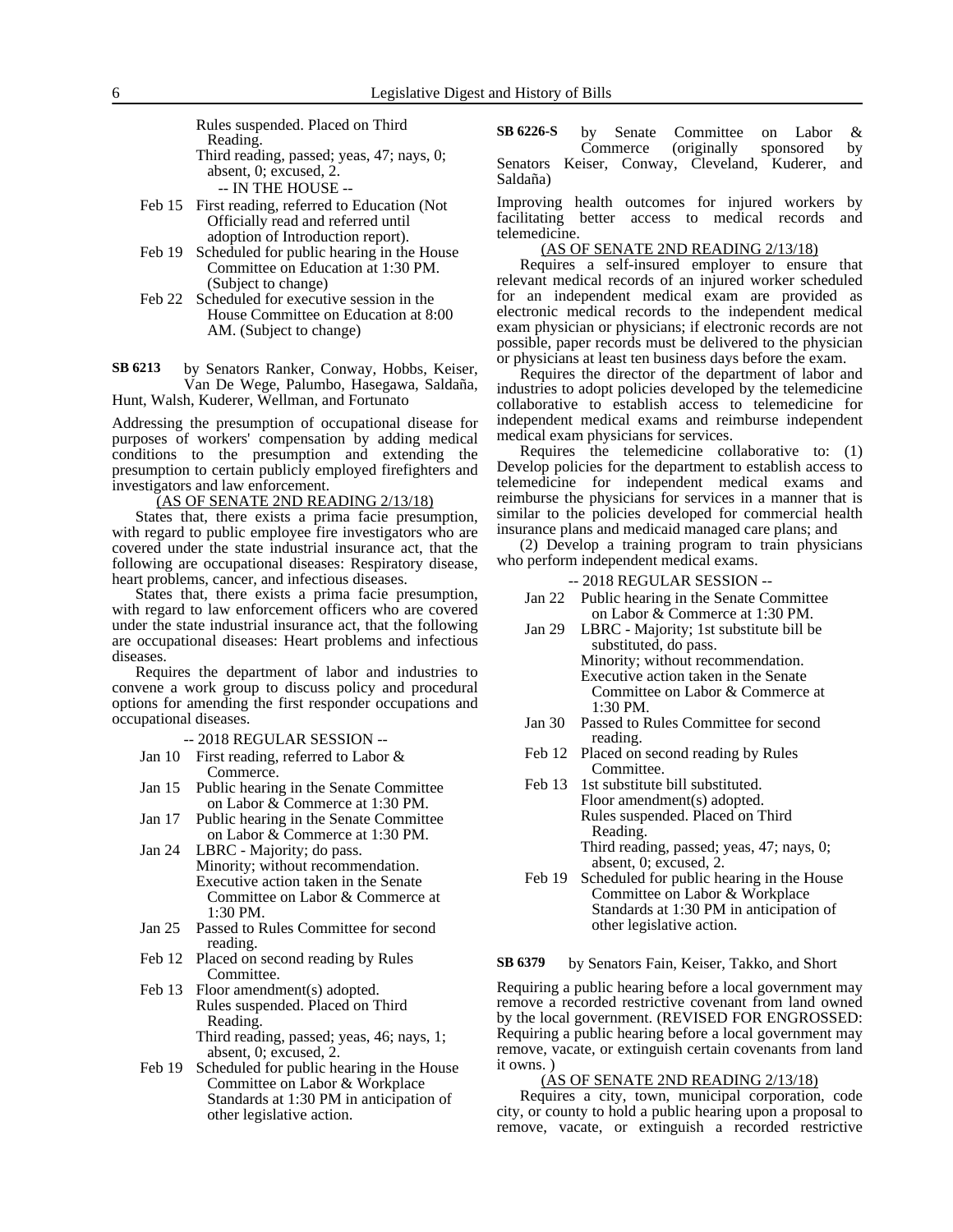Rules suspended. Placed on Third Reading.
Third reading, passed; yeas, 47; nays, 0; absent, 0; excused, 2.

-- IN THE HOUSE --

Feb 15 First reading, referred to Education (Not Officially read and referred until adoption of Introduction report).
Feb 19 Scheduled for public hearing in the House Committee on Education at 1:30 PM. (Subject to change)
Feb 22 Scheduled for executive session in the House Committee on Education at 8:00 AM. (Subject to change)

**SB 6213** by Senators Ranker, Conway, Hobbs, Keiser, Van De Wege, Palumbo, Hasegawa, Saldaña, Hunt, Walsh, Kuderer, Wellman, and Fortunato

Addressing the presumption of occupational disease for purposes of workers' compensation by adding medical conditions to the presumption and extending the presumption to certain publicly employed firefighters and investigators and law enforcement.

(AS OF SENATE 2ND READING 2/13/18)

States that, there exists a prima facie presumption, with regard to public employee fire investigators who are covered under the state industrial insurance act, that the following are occupational diseases: Respiratory disease, heart problems, cancer, and infectious diseases.

States that, there exists a prima facie presumption, with regard to law enforcement officers who are covered under the state industrial insurance act, that the following are occupational diseases: Heart problems and infectious diseases.

Requires the department of labor and industries to convene a work group to discuss policy and procedural options for amending the first responder occupations and occupational diseases.

-- 2018 REGULAR SESSION --

Jan 10 First reading, referred to Labor & Commerce.
Jan 15 Public hearing in the Senate Committee on Labor & Commerce at 1:30 PM.
Jan 17 Public hearing in the Senate Committee on Labor & Commerce at 1:30 PM.
Jan 24 LBRC - Majority; do pass.
Minority; without recommendation.
Executive action taken in the Senate Committee on Labor & Commerce at 1:30 PM.
Jan 25 Passed to Rules Committee for second reading.
Feb 12 Placed on second reading by Rules Committee.
Feb 13 Floor amendment(s) adopted.
Rules suspended. Placed on Third Reading.
Third reading, passed; yeas, 46; nays, 1; absent, 0; excused, 2.
Feb 19 Scheduled for public hearing in the House Committee on Labor & Workplace Standards at 1:30 PM in anticipation of other legislative action.

**SB 6226-S** by Senate Committee on Labor & Commerce (originally sponsored by Senators Keiser, Conway, Cleveland, Kuderer, and Saldaña)

Improving health outcomes for injured workers by facilitating better access to medical records and telemedicine.

(AS OF SENATE 2ND READING 2/13/18)

Requires a self-insured employer to ensure that relevant medical records of an injured worker scheduled for an independent medical exam are provided as electronic medical records to the independent medical exam physician or physicians; if electronic records are not possible, paper records must be delivered to the physician or physicians at least ten business days before the exam.

Requires the director of the department of labor and industries to adopt policies developed by the telemedicine collaborative to establish access to telemedicine for independent medical exams and reimburse independent medical exam physicians for services.

Requires the telemedicine collaborative to: (1) Develop policies for the department to establish access to telemedicine for independent medical exams and reimburse the physicians for services in a manner that is similar to the policies developed for commercial health insurance plans and medicaid managed care plans; and

(2) Develop a training program to train physicians who perform independent medical exams.

-- 2018 REGULAR SESSION --

Jan 22 Public hearing in the Senate Committee on Labor & Commerce at 1:30 PM.
Jan 29 LBRC - Majority; 1st substitute bill be substituted, do pass.
Minority; without recommendation.
Executive action taken in the Senate Committee on Labor & Commerce at 1:30 PM.
Jan 30 Passed to Rules Committee for second reading.
Feb 12 Placed on second reading by Rules Committee.
Feb 13 1st substitute bill substituted.
Floor amendment(s) adopted.
Rules suspended. Placed on Third Reading.
Third reading, passed; yeas, 47; nays, 0; absent, 0; excused, 2.
Feb 19 Scheduled for public hearing in the House Committee on Labor & Workplace Standards at 1:30 PM in anticipation of other legislative action.

**SB 6379** by Senators Fain, Keiser, Takko, and Short

Requiring a public hearing before a local government may remove a recorded restrictive covenant from land owned by the local government. (REVISED FOR ENGROSSED: Requiring a public hearing before a local government may remove, vacate, or extinguish certain covenants from land it owns. )

(AS OF SENATE 2ND READING 2/13/18)

Requires a city, town, municipal corporation, code city, or county to hold a public hearing upon a proposal to remove, vacate, or extinguish a recorded restrictive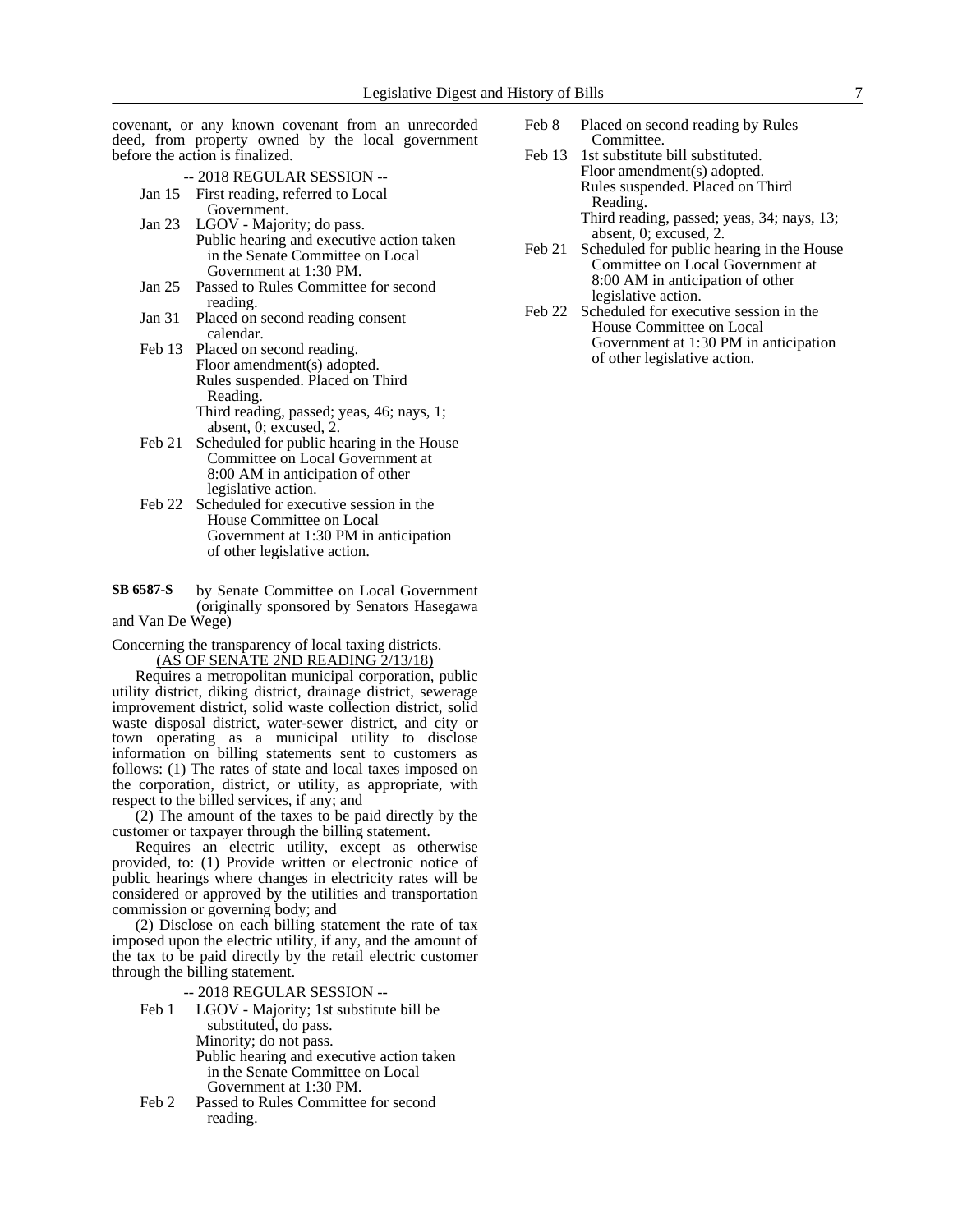covenant, or any known covenant from an unrecorded deed, from property owned by the local government before the action is finalized.

-- 2018 REGULAR SESSION --

Jan 15 First reading, referred to Local Government.

Jan 23 LGOV - Majority; do pass.
Public hearing and executive action taken in the Senate Committee on Local Government at 1:30 PM.

Jan 25 Passed to Rules Committee for second reading.

Jan 31 Placed on second reading consent calendar.

Feb 13 Placed on second reading.
Floor amendment(s) adopted.
Rules suspended. Placed on Third Reading.
Third reading, passed; yeas, 46; nays, 1; absent, 0; excused, 2.

Feb 21 Scheduled for public hearing in the House Committee on Local Government at 8:00 AM in anticipation of other legislative action.

Feb 22 Scheduled for executive session in the House Committee on Local Government at 1:30 PM in anticipation of other legislative action.

**SB 6587-S** by Senate Committee on Local Government (originally sponsored by Senators Hasegawa and Van De Wege)

Concerning the transparency of local taxing districts.

(AS OF SENATE 2ND READING 2/13/18)

Requires a metropolitan municipal corporation, public utility district, diking district, drainage district, sewerage improvement district, solid waste collection district, solid waste disposal district, water-sewer district, and city or town operating as a municipal utility to disclose information on billing statements sent to customers as follows: (1) The rates of state and local taxes imposed on the corporation, district, or utility, as appropriate, with respect to the billed services, if any; and

(2) The amount of the taxes to be paid directly by the customer or taxpayer through the billing statement.

Requires an electric utility, except as otherwise provided, to: (1) Provide written or electronic notice of public hearings where changes in electricity rates will be considered or approved by the utilities and transportation commission or governing body; and

(2) Disclose on each billing statement the rate of tax imposed upon the electric utility, if any, and the amount of the tax to be paid directly by the retail electric customer through the billing statement.

-- 2018 REGULAR SESSION --

Feb 1 LGOV - Majority; 1st substitute bill be substituted, do pass.
Minority; do not pass.
Public hearing and executive action taken in the Senate Committee on Local Government at 1:30 PM.

Feb 2 Passed to Rules Committee for second reading.

Feb 8 Placed on second reading by Rules Committee.

Feb 13 1st substitute bill substituted.
Floor amendment(s) adopted.
Rules suspended. Placed on Third Reading.
Third reading, passed; yeas, 34; nays, 13; absent, 0; excused, 2.

Feb 21 Scheduled for public hearing in the House Committee on Local Government at 8:00 AM in anticipation of other legislative action.

Feb 22 Scheduled for executive session in the House Committee on Local Government at 1:30 PM in anticipation of other legislative action.